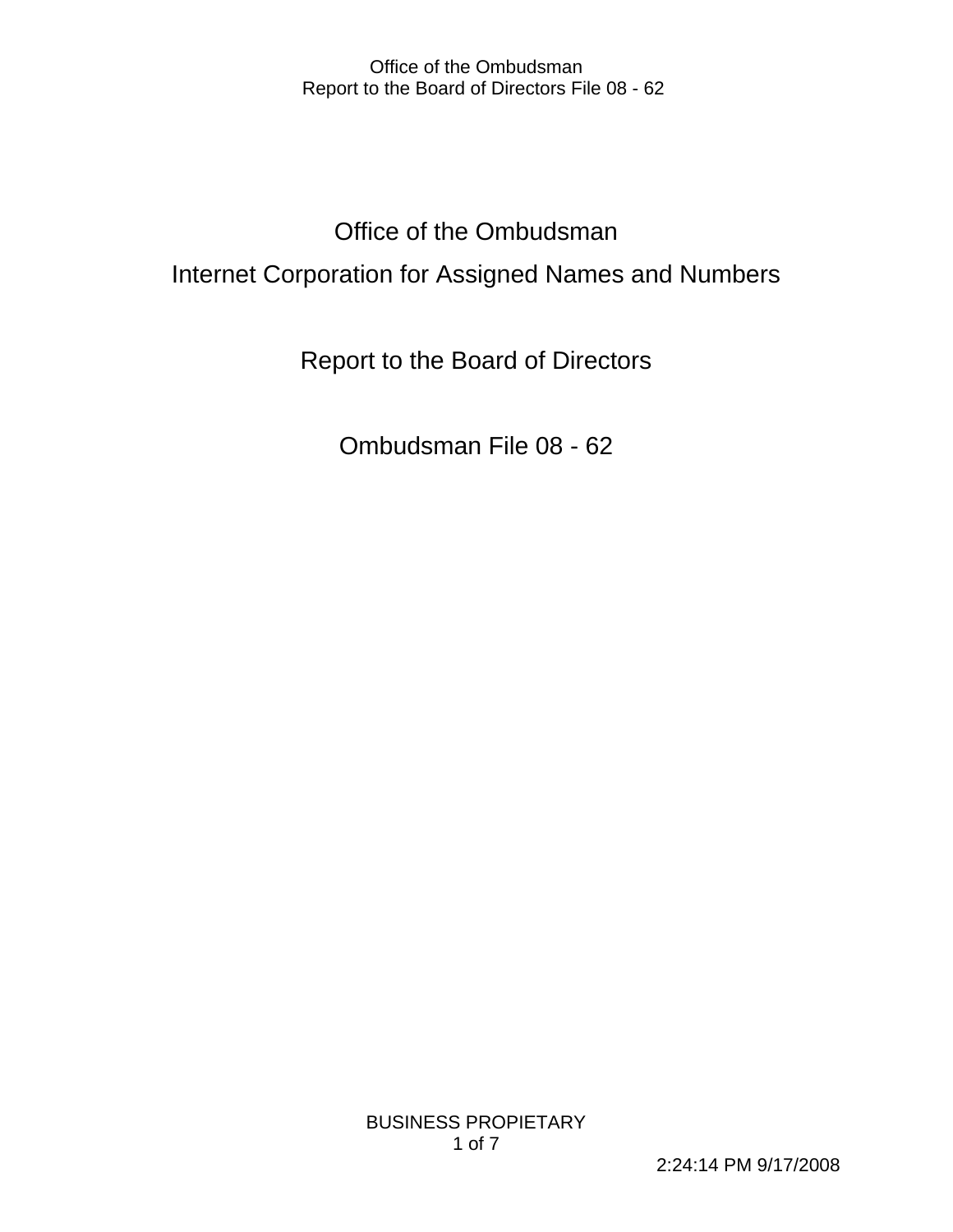# Office of the Ombudsman

# Internet Corporation for Assigned Names and Numbers

## Report to the Board of Directors

## Ombudsman File 08 - 62

BUSINESS PROPIETARY

2:24:14 PM 9/17/2008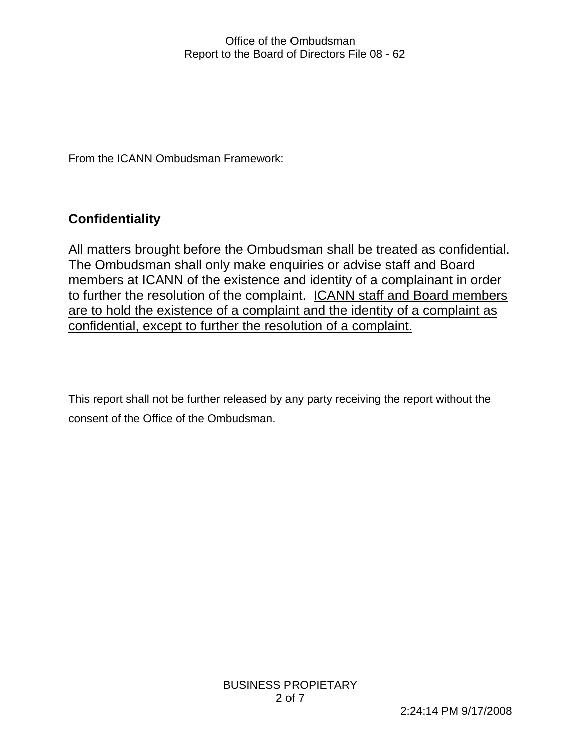From the ICANN Ombudsman Framework:

## Confidentiality

All matters brought before the Ombudsman shall be treated as confidential. The Ombudsman shall only make enquiries or advise staff and Board members at ICANN of the existence and identity of a complainant in order to further the resolution of the complaint. <u>ICANN staff and Board members are to hold the existence of a complaint and the identity of a complaint as confidential, except to further the resolution of a complaint.</u>

This report shall not be further released by any party receiving the report without the consent of the Office of the Ombudsman.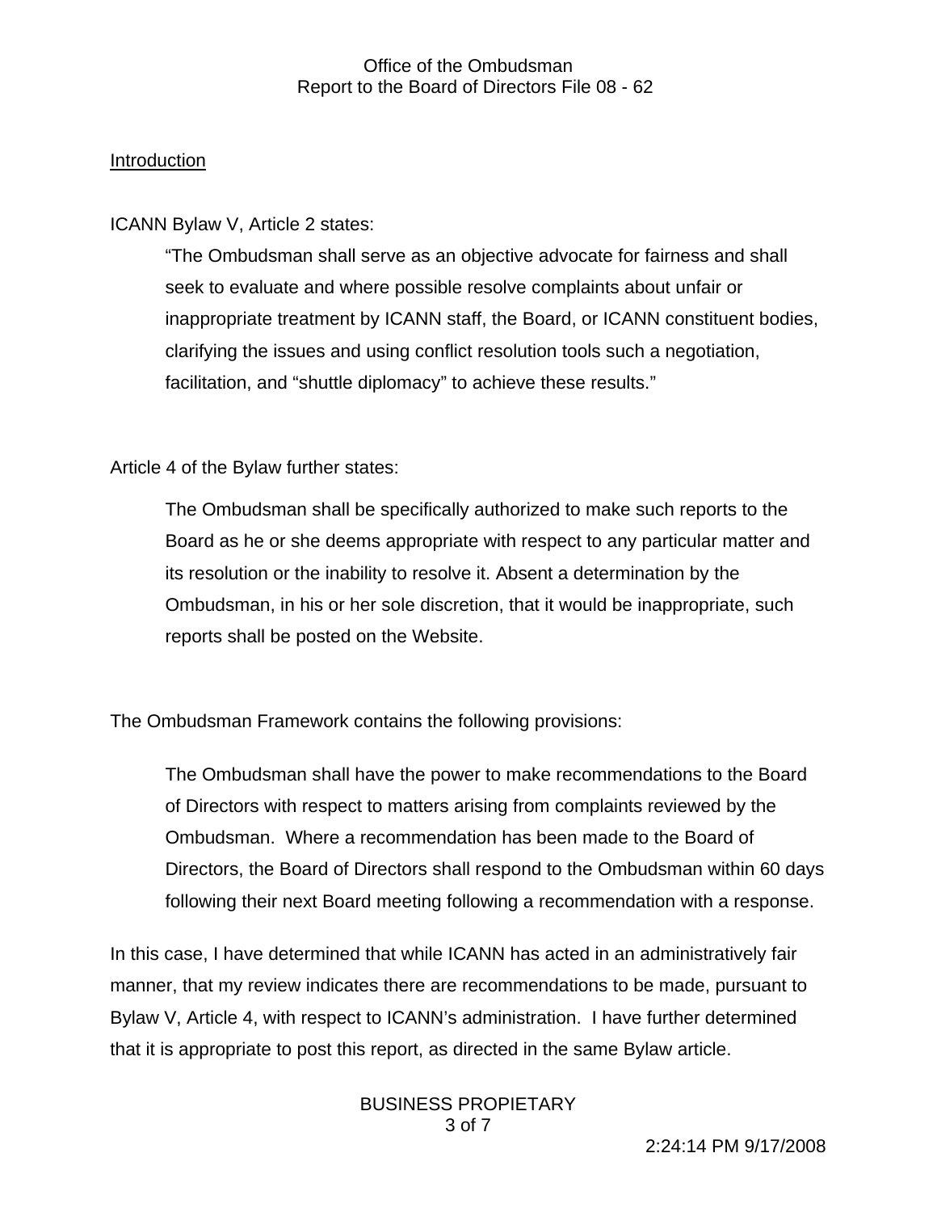## Introduction

ICANN Bylaw V, Article 2 states:

> "The Ombudsman shall serve as an objective advocate for fairness and shall seek to evaluate and where possible resolve complaints about unfair or inappropriate treatment by ICANN staff, the Board, or ICANN constituent bodies, clarifying the issues and using conflict resolution tools such a negotiation, facilitation, and "shuttle diplomacy" to achieve these results."

Article 4 of the Bylaw further states:

> The Ombudsman shall be specifically authorized to make such reports to the Board as he or she deems appropriate with respect to any particular matter and its resolution or the inability to resolve it. Absent a determination by the Ombudsman, in his or her sole discretion, that it would be inappropriate, such reports shall be posted on the Website.

The Ombudsman Framework contains the following provisions:

> The Ombudsman shall have the power to make recommendations to the Board of Directors with respect to matters arising from complaints reviewed by the Ombudsman. Where a recommendation has been made to the Board of Directors, the Board of Directors shall respond to the Ombudsman within 60 days following their next Board meeting following a recommendation with a response.

In this case, I have determined that while ICANN has acted in an administratively fair manner, that my review indicates there are recommendations to be made, pursuant to Bylaw V, Article 4, with respect to ICANN's administration. I have further determined that it is appropriate to post this report, as directed in the same Bylaw article.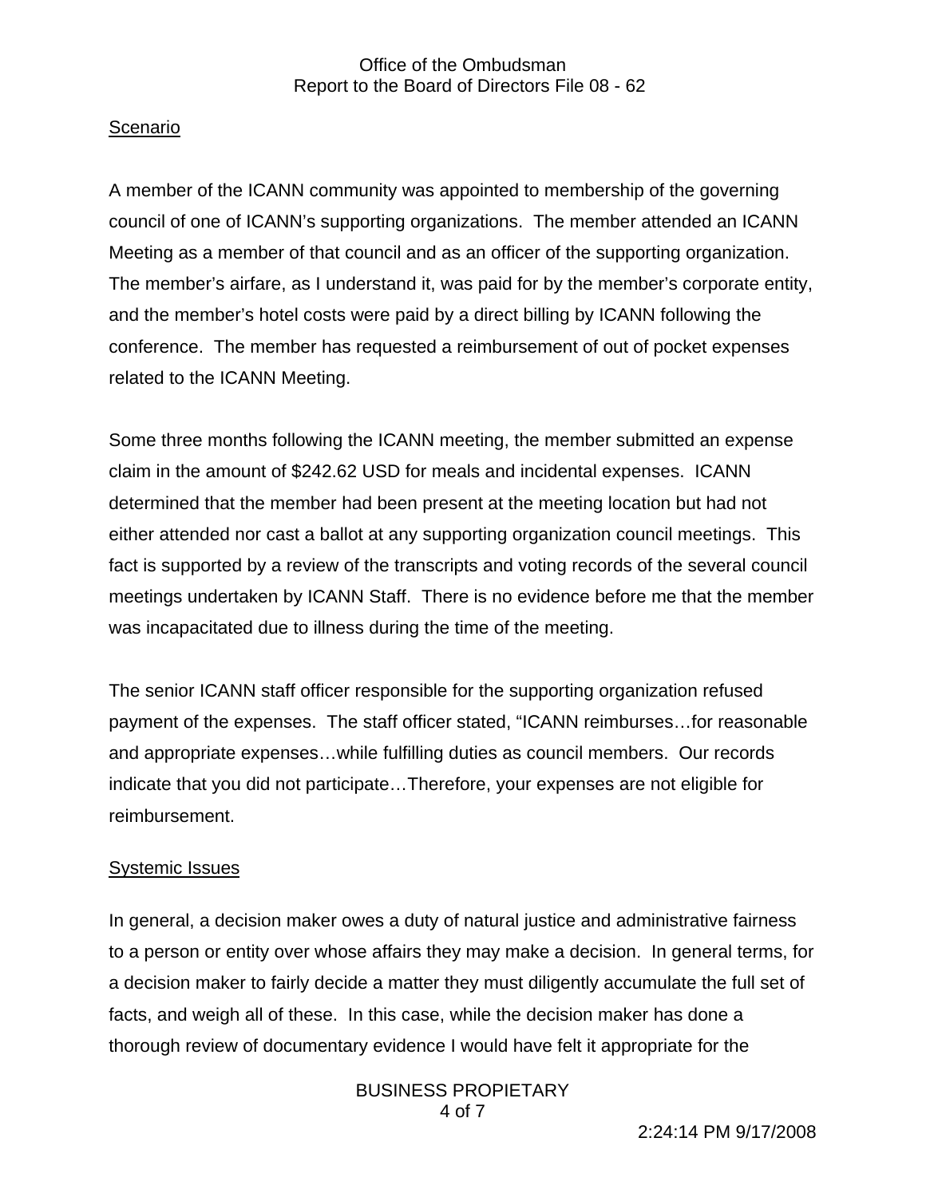## Scenario

A member of the ICANN community was appointed to membership of the governing council of one of ICANN's supporting organizations. The member attended an ICANN Meeting as a member of that council and as an officer of the supporting organization. The member's airfare, as I understand it, was paid for by the member's corporate entity, and the member's hotel costs were paid by a direct billing by ICANN following the conference. The member has requested a reimbursement of out of pocket expenses related to the ICANN Meeting.

Some three months following the ICANN meeting, the member submitted an expense claim in the amount of $242.62 USD for meals and incidental expenses. ICANN determined that the member had been present at the meeting location but had not either attended nor cast a ballot at any supporting organization council meetings. This fact is supported by a review of the transcripts and voting records of the several council meetings undertaken by ICANN Staff. There is no evidence before me that the member was incapacitated due to illness during the time of the meeting.

The senior ICANN staff officer responsible for the supporting organization refused payment of the expenses. The staff officer stated, "ICANN reimburses…for reasonable and appropriate expenses…while fulfilling duties as council members. Our records indicate that you did not participate…Therefore, your expenses are not eligible for reimbursement.

## Systemic Issues

In general, a decision maker owes a duty of natural justice and administrative fairness to a person or entity over whose affairs they may make a decision. In general terms, for a decision maker to fairly decide a matter they must diligently accumulate the full set of facts, and weigh all of these. In this case, while the decision maker has done a thorough review of documentary evidence I would have felt it appropriate for the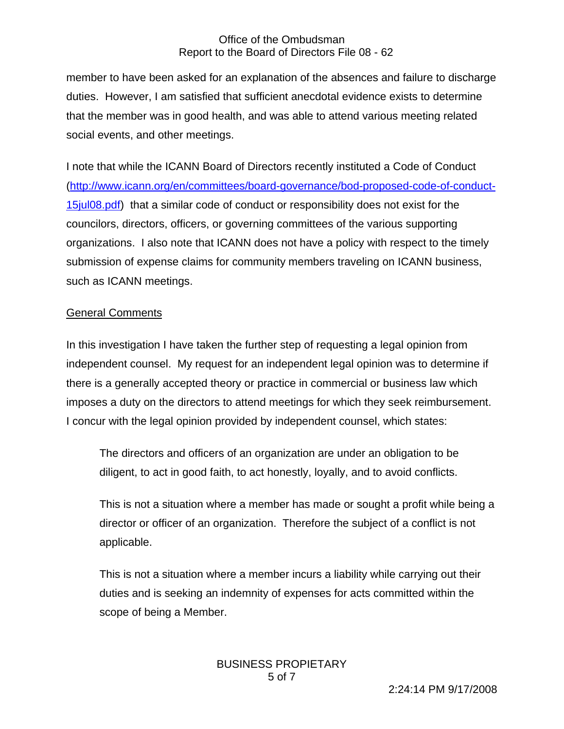member to have been asked for an explanation of the absences and failure to discharge duties. However, I am satisfied that sufficient anecdotal evidence exists to determine that the member was in good health, and was able to attend various meeting related social events, and other meetings.

I note that while the ICANN Board of Directors recently instituted a Code of Conduct ([http://www.icann.org/en/committees/board-governance/bod-proposed-code-of-conduct-15jul08.pdf](http://www.icann.org/en/committees/board-governance/bod-proposed-code-of-conduct-15jul08.pdf)) that a similar code of conduct or responsibility does not exist for the councilors, directors, officers, or governing committees of the various supporting organizations. I also note that ICANN does not have a policy with respect to the timely submission of expense claims for community members traveling on ICANN business, such as ICANN meetings.

## General Comments

In this investigation I have taken the further step of requesting a legal opinion from independent counsel. My request for an independent legal opinion was to determine if there is a generally accepted theory or practice in commercial or business law which imposes a duty on the directors to attend meetings for which they seek reimbursement. I concur with the legal opinion provided by independent counsel, which states:

> The directors and officers of an organization are under an obligation to be diligent, to act in good faith, to act honestly, loyally, and to avoid conflicts.
>
> This is not a situation where a member has made or sought a profit while being a director or officer of an organization. Therefore the subject of a conflict is not applicable.
>
> This is not a situation where a member incurs a liability while carrying out their duties and is seeking an indemnity of expenses for acts committed within the scope of being a Member.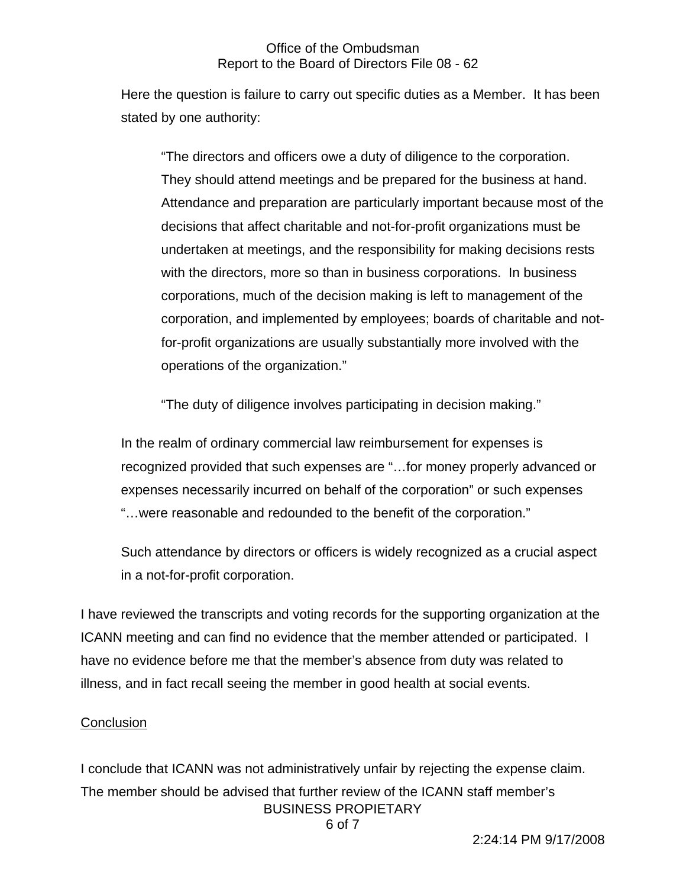Here the question is failure to carry out specific duties as a Member. It has been stated by one authority:

> "The directors and officers owe a duty of diligence to the corporation. They should attend meetings and be prepared for the business at hand. Attendance and preparation are particularly important because most of the decisions that affect charitable and not-for-profit organizations must be undertaken at meetings, and the responsibility for making decisions rests with the directors, more so than in business corporations. In business corporations, much of the decision making is left to management of the corporation, and implemented by employees; boards of charitable and not-for-profit organizations are usually substantially more involved with the operations of the organization."
>
> "The duty of diligence involves participating in decision making."

In the realm of ordinary commercial law reimbursement for expenses is recognized provided that such expenses are "…for money properly advanced or expenses necessarily incurred on behalf of the corporation" or such expenses "…were reasonable and redounded to the benefit of the corporation."

Such attendance by directors or officers is widely recognized as a crucial aspect in a not-for-profit corporation.

I have reviewed the transcripts and voting records for the supporting organization at the ICANN meeting and can find no evidence that the member attended or participated. I have no evidence before me that the member's absence from duty was related to illness, and in fact recall seeing the member in good health at social events.

## Conclusion

I conclude that ICANN was not administratively unfair by rejecting the expense claim. The member should be advised that further review of the ICANN staff member's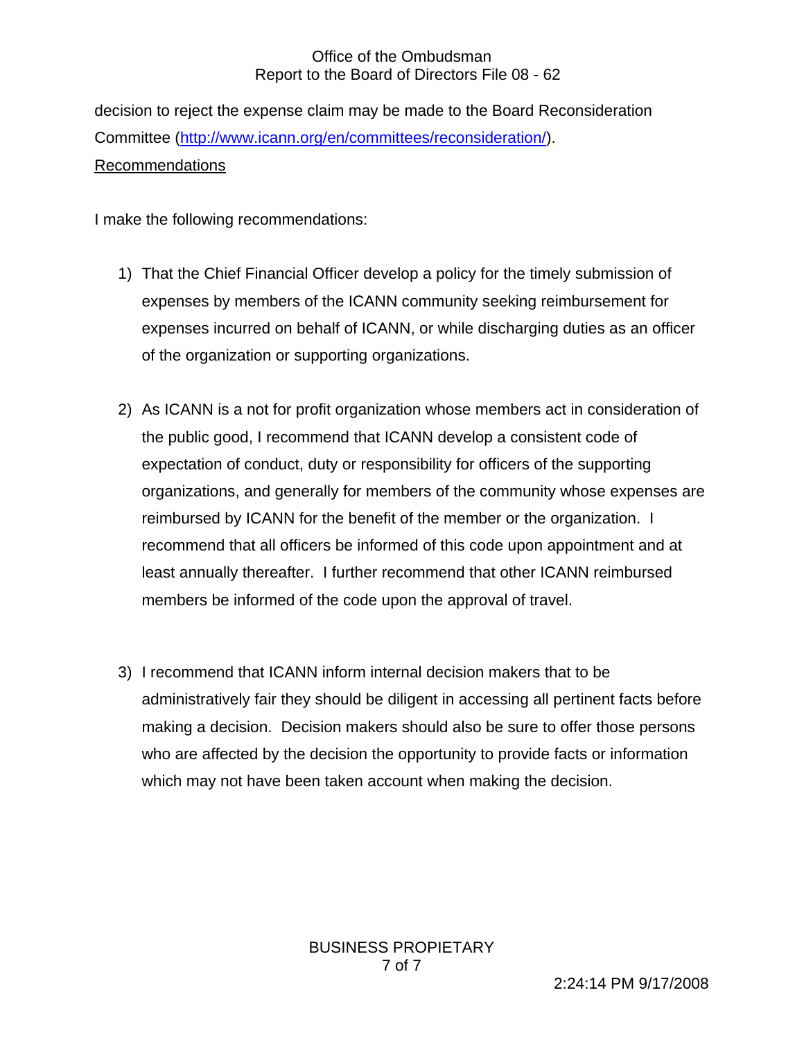decision to reject the expense claim may be made to the Board Reconsideration Committee (http://www.icann.org/en/committees/reconsideration/).

Recommendations

I make the following recommendations:

1) That the Chief Financial Officer develop a policy for the timely submission of expenses by members of the ICANN community seeking reimbursement for expenses incurred on behalf of ICANN, or while discharging duties as an officer of the organization or supporting organizations.

2) As ICANN is a not for profit organization whose members act in consideration of the public good, I recommend that ICANN develop a consistent code of expectation of conduct, duty or responsibility for officers of the supporting organizations, and generally for members of the community whose expenses are reimbursed by ICANN for the benefit of the member or the organization. I recommend that all officers be informed of this code upon appointment and at least annually thereafter. I further recommend that other ICANN reimbursed members be informed of the code upon the approval of travel.

3) I recommend that ICANN inform internal decision makers that to be administratively fair they should be diligent in accessing all pertinent facts before making a decision. Decision makers should also be sure to offer those persons who are affected by the decision the opportunity to provide facts or information which may not have been taken account when making the decision.